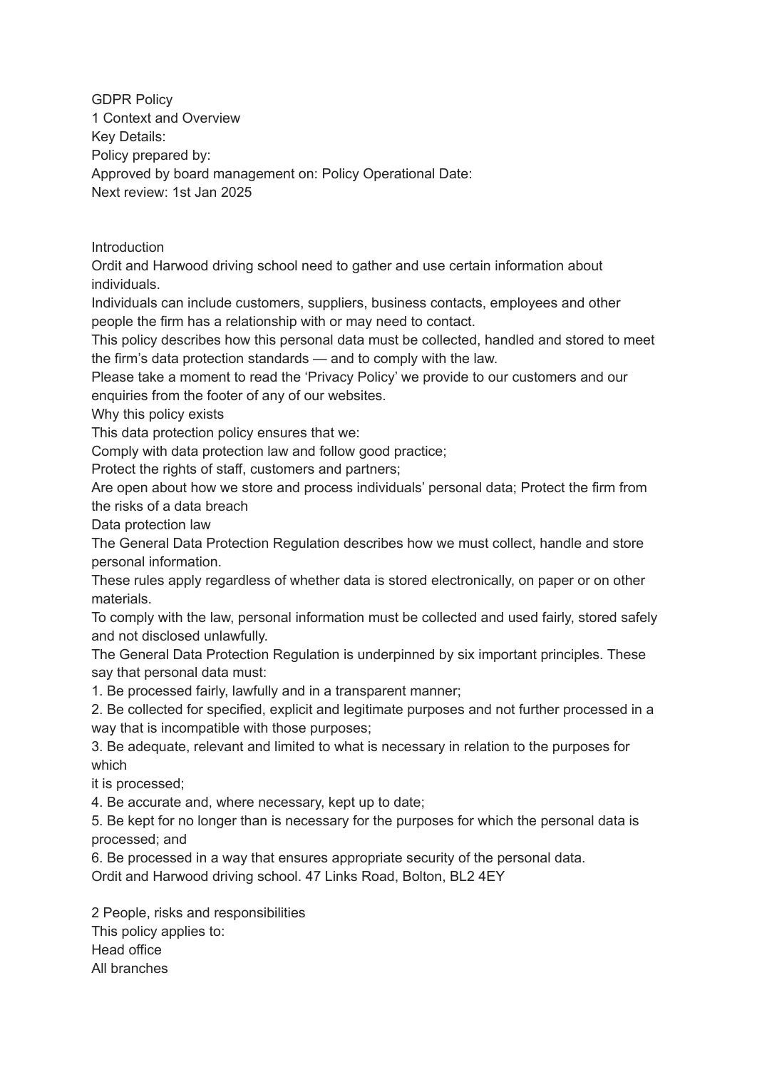# GDPR Policy

## 1 Context and Overview

Key Details:

Policy prepared by:

Approved by board management on: Policy Operational Date:

Next review: 1st Jan 2025

### Introduction

Ordit and Harwood driving school need to gather and use certain information about individuals.

Individuals can include customers, suppliers, business contacts, employees and other people the firm has a relationship with or may need to contact.

This policy describes how this personal data must be collected, handled and stored to meet the firm's data protection standards — and to comply with the law.

Please take a moment to read the 'Privacy Policy' we provide to our customers and our enquiries from the footer of any of our websites.

### Why this policy exists

This data protection policy ensures that we:

Comply with data protection law and follow good practice;

Protect the rights of staff, customers and partners;

Are open about how we store and process individuals' personal data; Protect the firm from the risks of a data breach

### Data protection law

The General Data Protection Regulation describes how we must collect, handle and store personal information.

These rules apply regardless of whether data is stored electronically, on paper or on other materials.

To comply with the law, personal information must be collected and used fairly, stored safely and not disclosed unlawfully.

The General Data Protection Regulation is underpinned by six important principles. These say that personal data must:

1. Be processed fairly, lawfully and in a transparent manner;
2. Be collected for specified, explicit and legitimate purposes and not further processed in a way that is incompatible with those purposes;
3. Be adequate, relevant and limited to what is necessary in relation to the purposes for which it is processed;
4. Be accurate and, where necessary, kept up to date;
5. Be kept for no longer than is necessary for the purposes for which the personal data is processed; and
6. Be processed in a way that ensures appropriate security of the personal data.

Ordit and Harwood driving school. 47 Links Road, Bolton, BL2 4EY

## 2 People, risks and responsibilities

This policy applies to:

Head office

All branches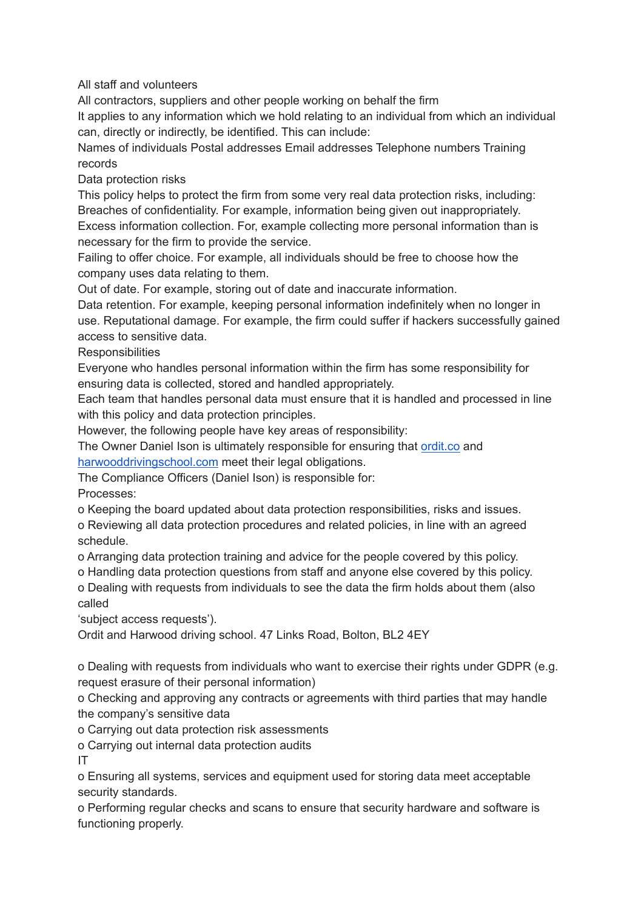All staff and volunteers

All contractors, suppliers and other people working on behalf the firm

It applies to any information which we hold relating to an individual from which an individual can, directly or indirectly, be identified. This can include:

Names of individuals Postal addresses Email addresses Telephone numbers Training records

## Data protection risks

This policy helps to protect the firm from some very real data protection risks, including:

Breaches of confidentiality. For example, information being given out inappropriately.

Excess information collection. For, example collecting more personal information than is necessary for the firm to provide the service.

Failing to offer choice. For example, all individuals should be free to choose how the company uses data relating to them.

Out of date. For example, storing out of date and inaccurate information.

Data retention. For example, keeping personal information indefinitely when no longer in use. Reputational damage. For example, the firm could suffer if hackers successfully gained access to sensitive data.

## Responsibilities

Everyone who handles personal information within the firm has some responsibility for ensuring data is collected, stored and handled appropriately.

Each team that handles personal data must ensure that it is handled and processed in line with this policy and data protection principles.

However, the following people have key areas of responsibility:

The Owner Daniel Ison is ultimately responsible for ensuring that [ordit.co](ordit.co) and [harwooddrivingschool.com](harwooddrivingschool.com) meet their legal obligations.

The Compliance Officers (Daniel Ison) is responsible for:

Processes:

- Keeping the board updated about data protection responsibilities, risks and issues.
- Reviewing all data protection procedures and related policies, in line with an agreed schedule.
- Arranging data protection training and advice for the people covered by this policy.
- Handling data protection questions from staff and anyone else covered by this policy.
- Dealing with requests from individuals to see the data the firm holds about them (also called 'subject access requests').

Ordit and Harwood driving school. 47 Links Road, Bolton, BL2 4EY

- Dealing with requests from individuals who want to exercise their rights under GDPR (e.g. request erasure of their personal information)
- Checking and approving any contracts or agreements with third parties that may handle the company's sensitive data
- Carrying out data protection risk assessments
- Carrying out internal data protection audits

IT

- Ensuring all systems, services and equipment used for storing data meet acceptable security standards.
- Performing regular checks and scans to ensure that security hardware and software is functioning properly.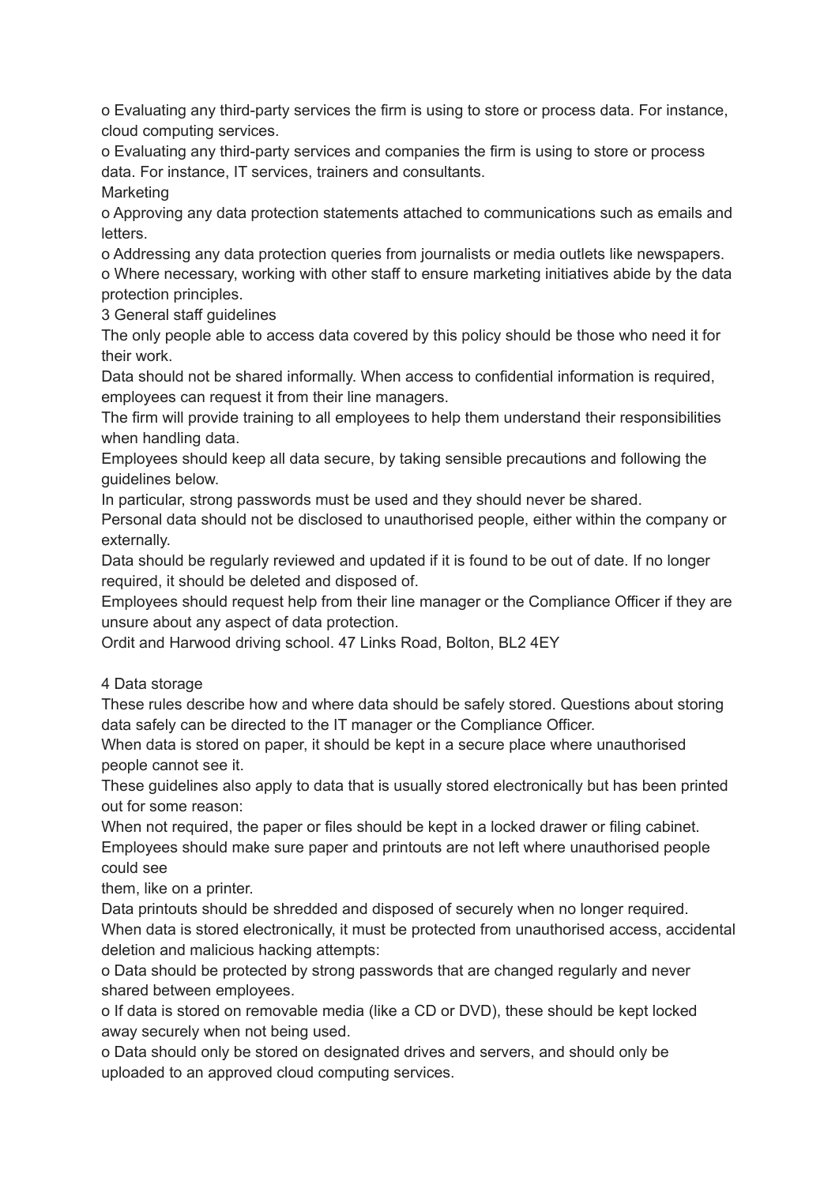- Evaluating any third-party services the firm is using to store or process data. For instance, cloud computing services.
- Evaluating any third-party services and companies the firm is using to store or process data. For instance, IT services, trainers and consultants.

Marketing

- Approving any data protection statements attached to communications such as emails and letters.
- Addressing any data protection queries from journalists or media outlets like newspapers.
- Where necessary, working with other staff to ensure marketing initiatives abide by the data protection principles.

## 3 General staff guidelines

The only people able to access data covered by this policy should be those who need it for their work.

Data should not be shared informally. When access to confidential information is required, employees can request it from their line managers.

The firm will provide training to all employees to help them understand their responsibilities when handling data.

Employees should keep all data secure, by taking sensible precautions and following the guidelines below.

In particular, strong passwords must be used and they should never be shared.

Personal data should not be disclosed to unauthorised people, either within the company or externally.

Data should be regularly reviewed and updated if it is found to be out of date. If no longer required, it should be deleted and disposed of.

Employees should request help from their line manager or the Compliance Officer if they are unsure about any aspect of data protection.

Ordit and Harwood driving school. 47 Links Road, Bolton, BL2 4EY

## 4 Data storage

These rules describe how and where data should be safely stored. Questions about storing data safely can be directed to the IT manager or the Compliance Officer.

When data is stored on paper, it should be kept in a secure place where unauthorised people cannot see it.

These guidelines also apply to data that is usually stored electronically but has been printed out for some reason:

When not required, the paper or files should be kept in a locked drawer or filing cabinet.

Employees should make sure paper and printouts are not left where unauthorised people could see them, like on a printer.

Data printouts should be shredded and disposed of securely when no longer required.

When data is stored electronically, it must be protected from unauthorised access, accidental deletion and malicious hacking attempts:

- Data should be protected by strong passwords that are changed regularly and never shared between employees.
- If data is stored on removable media (like a CD or DVD), these should be kept locked away securely when not being used.
- Data should only be stored on designated drives and servers, and should only be uploaded to an approved cloud computing services.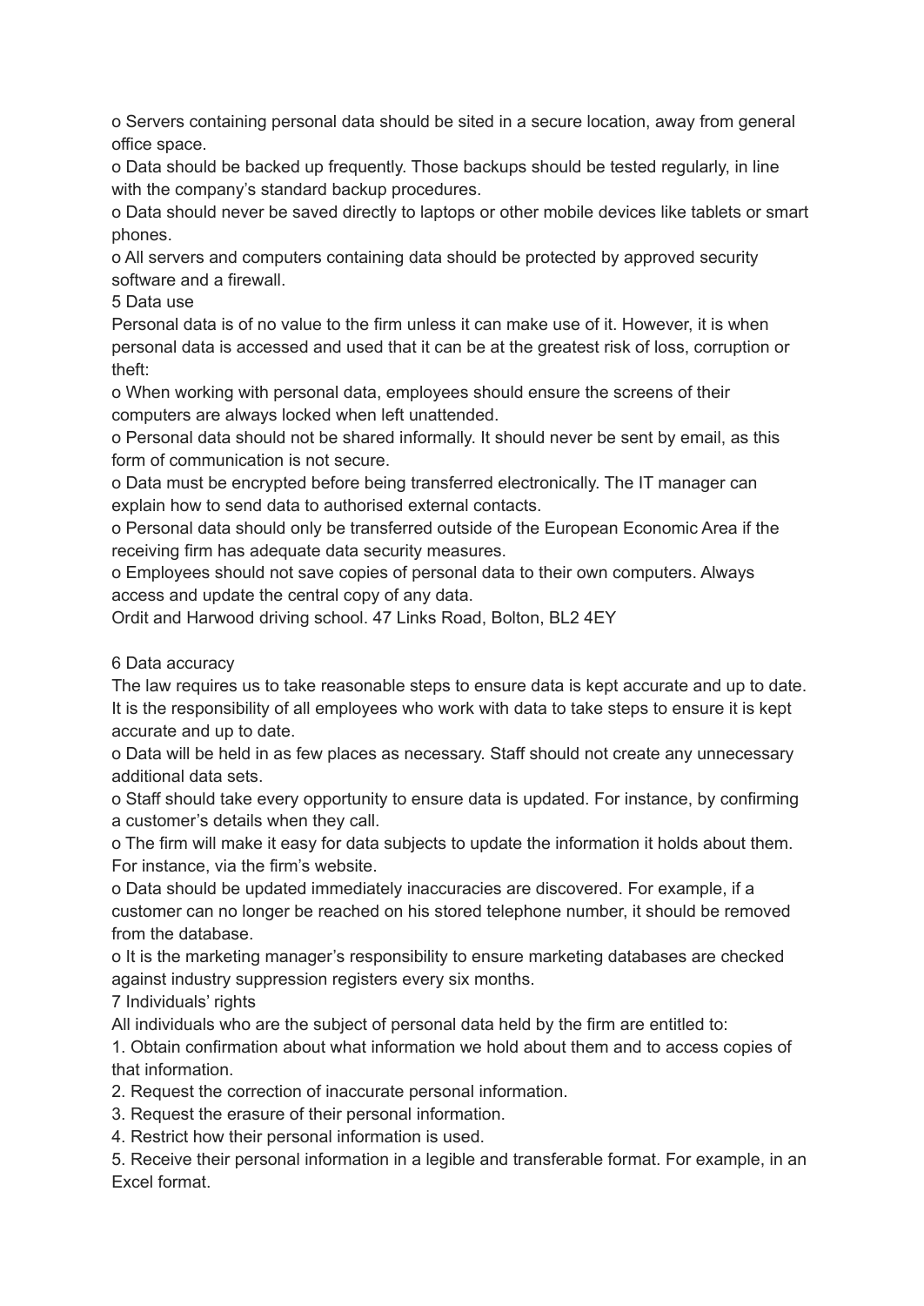- Servers containing personal data should be sited in a secure location, away from general office space.
- Data should be backed up frequently. Those backups should be tested regularly, in line with the company's standard backup procedures.
- Data should never be saved directly to laptops or other mobile devices like tablets or smart phones.
- All servers and computers containing data should be protected by approved security software and a firewall.

## 5 Data use

Personal data is of no value to the firm unless it can make use of it. However, it is when personal data is accessed and used that it can be at the greatest risk of loss, corruption or theft:

- When working with personal data, employees should ensure the screens of their computers are always locked when left unattended.
- Personal data should not be shared informally. It should never be sent by email, as this form of communication is not secure.
- Data must be encrypted before being transferred electronically. The IT manager can explain how to send data to authorised external contacts.
- Personal data should only be transferred outside of the European Economic Area if the receiving firm has adequate data security measures.
- Employees should not save copies of personal data to their own computers. Always access and update the central copy of any data.

Ordit and Harwood driving school. 47 Links Road, Bolton, BL2 4EY

## 6 Data accuracy

The law requires us to take reasonable steps to ensure data is kept accurate and up to date. It is the responsibility of all employees who work with data to take steps to ensure it is kept accurate and up to date.

- Data will be held in as few places as necessary. Staff should not create any unnecessary additional data sets.
- Staff should take every opportunity to ensure data is updated. For instance, by confirming a customer's details when they call.
- The firm will make it easy for data subjects to update the information it holds about them. For instance, via the firm's website.
- Data should be updated immediately inaccuracies are discovered. For example, if a customer can no longer be reached on his stored telephone number, it should be removed from the database.
- It is the marketing manager's responsibility to ensure marketing databases are checked against industry suppression registers every six months.

## 7 Individuals' rights

All individuals who are the subject of personal data held by the firm are entitled to:

1. Obtain confirmation about what information we hold about them and to access copies of that information.
2. Request the correction of inaccurate personal information.
3. Request the erasure of their personal information.
4. Restrict how their personal information is used.
5. Receive their personal information in a legible and transferable format. For example, in an Excel format.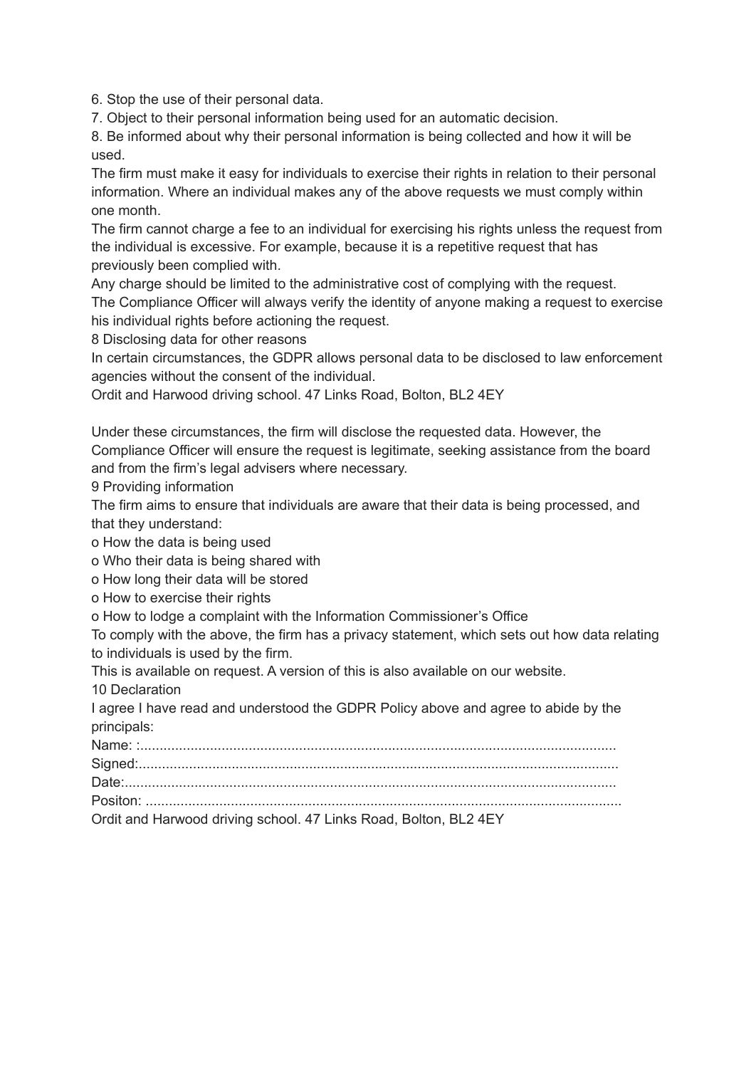6. Stop the use of their personal data.
7. Object to their personal information being used for an automatic decision.
8. Be informed about why their personal information is being collected and how it will be used.

The firm must make it easy for individuals to exercise their rights in relation to their personal information. Where an individual makes any of the above requests we must comply within one month.

The firm cannot charge a fee to an individual for exercising his rights unless the request from the individual is excessive. For example, because it is a repetitive request that has previously been complied with.

Any charge should be limited to the administrative cost of complying with the request.

The Compliance Officer will always verify the identity of anyone making a request to exercise his individual rights before actioning the request.

## 8 Disclosing data for other reasons

In certain circumstances, the GDPR allows personal data to be disclosed to law enforcement agencies without the consent of the individual.

Under these circumstances, the firm will disclose the requested data. However, the Compliance Officer will ensure the request is legitimate, seeking assistance from the board and from the firm's legal advisers where necessary.

## 9 Providing information

The firm aims to ensure that individuals are aware that their data is being processed, and that they understand:

- How the data is being used
- Who their data is being shared with
- How long their data will be stored
- How to exercise their rights
- How to lodge a complaint with the Information Commissioner's Office

To comply with the above, the firm has a privacy statement, which sets out how data relating to individuals is used by the firm.

This is available on request. A version of this is also available on our website.

## 10 Declaration

I agree I have read and understood the GDPR Policy above and agree to abide by the principals:

Name: :..........................................................................................................................

Signed:..........................................................................................................................

Date:..............................................................................................................................

Positon: .........................................................................................................................